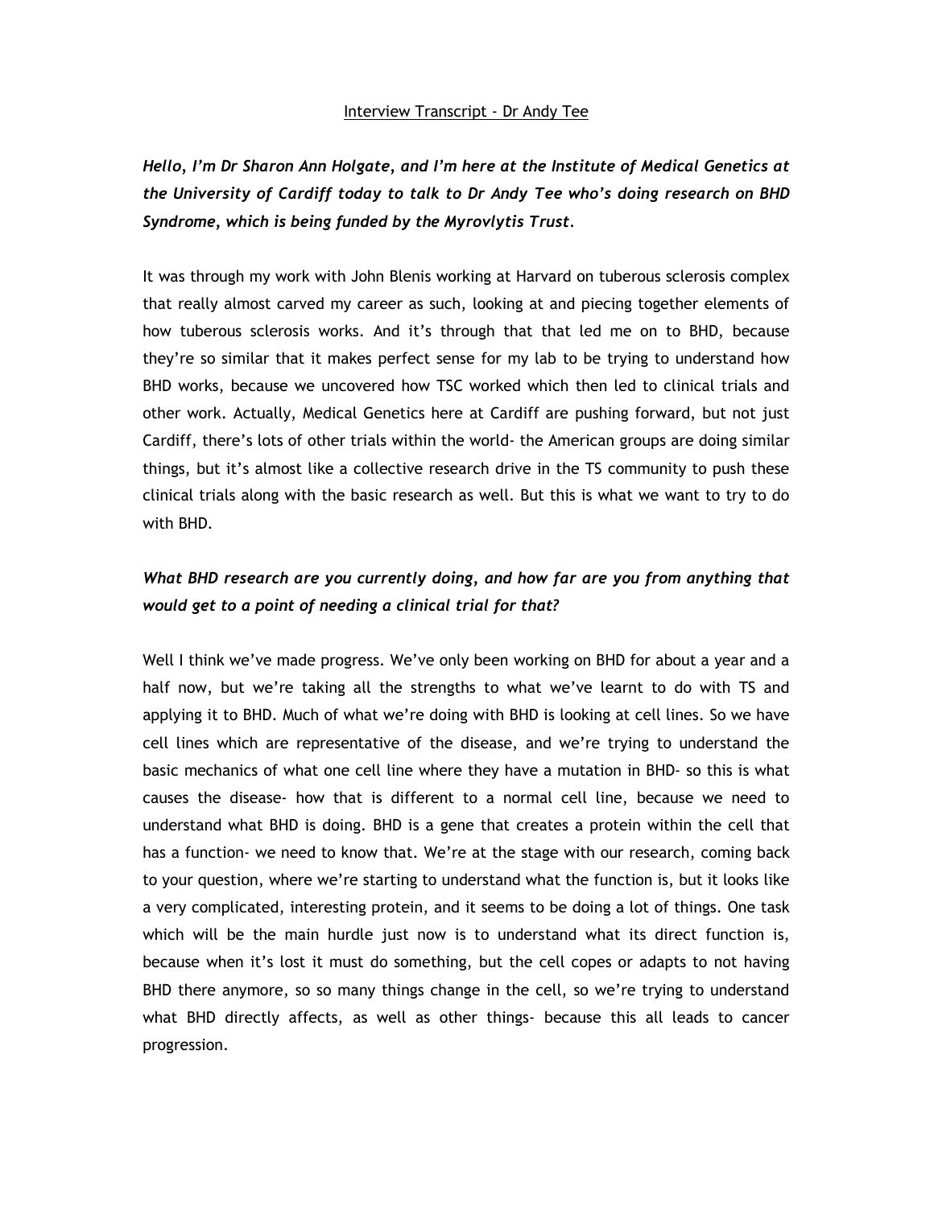Interview Transcript - Dr Andy Tee

***Hello, I'm Dr Sharon Ann Holgate, and I'm here at the Institute of Medical Genetics at the University of Cardiff today to talk to Dr Andy Tee who's doing research on BHD Syndrome, which is being funded by the Myrovlytis Trust.***

It was through my work with John Blenis working at Harvard on tuberous sclerosis complex that really almost carved my career as such, looking at and piecing together elements of how tuberous sclerosis works. And it's through that that led me on to BHD, because they're so similar that it makes perfect sense for my lab to be trying to understand how BHD works, because we uncovered how TSC worked which then led to clinical trials and other work. Actually, Medical Genetics here at Cardiff are pushing forward, but not just Cardiff, there's lots of other trials within the world- the American groups are doing similar things, but it's almost like a collective research drive in the TS community to push these clinical trials along with the basic research as well. But this is what we want to try to do with BHD.

***What BHD research are you currently doing, and how far are you from anything that would get to a point of needing a clinical trial for that?***

Well I think we've made progress. We've only been working on BHD for about a year and a half now, but we're taking all the strengths to what we've learnt to do with TS and applying it to BHD. Much of what we're doing with BHD is looking at cell lines. So we have cell lines which are representative of the disease, and we're trying to understand the basic mechanics of what one cell line where they have a mutation in BHD- so this is what causes the disease- how that is different to a normal cell line, because we need to understand what BHD is doing. BHD is a gene that creates a protein within the cell that has a function- we need to know that. We're at the stage with our research, coming back to your question, where we're starting to understand what the function is, but it looks like a very complicated, interesting protein, and it seems to be doing a lot of things. One task which will be the main hurdle just now is to understand what its direct function is, because when it's lost it must do something, but the cell copes or adapts to not having BHD there anymore, so so many things change in the cell, so we're trying to understand what BHD directly affects, as well as other things- because this all leads to cancer progression.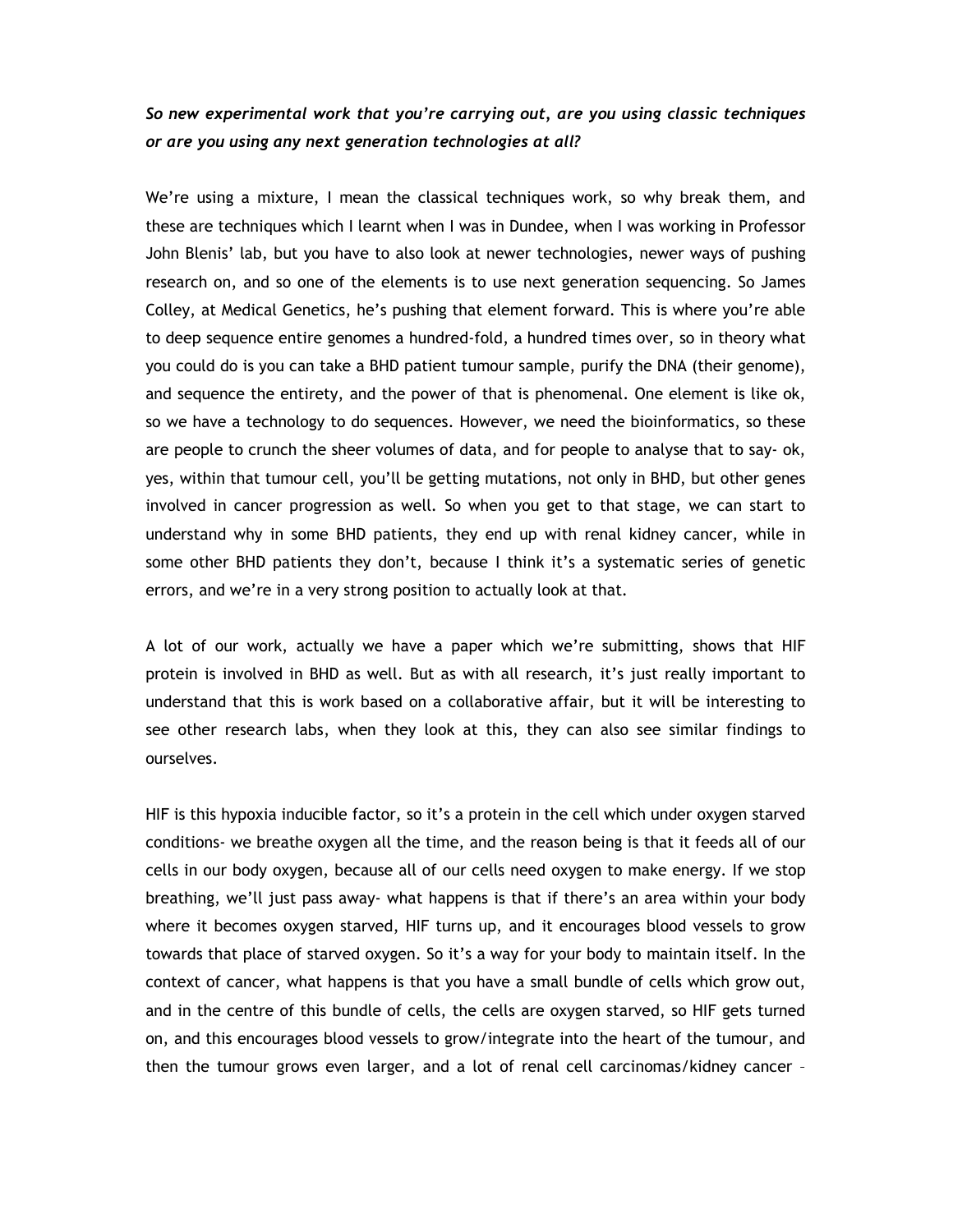***So new experimental work that you're carrying out, are you using classic techniques or are you using any next generation technologies at all?***

We're using a mixture, I mean the classical techniques work, so why break them, and these are techniques which I learnt when I was in Dundee, when I was working in Professor John Blenis' lab, but you have to also look at newer technologies, newer ways of pushing research on, and so one of the elements is to use next generation sequencing. So James Colley, at Medical Genetics, he's pushing that element forward. This is where you're able to deep sequence entire genomes a hundred-fold, a hundred times over, so in theory what you could do is you can take a BHD patient tumour sample, purify the DNA (their genome), and sequence the entirety, and the power of that is phenomenal. One element is like ok, so we have a technology to do sequences. However, we need the bioinformatics, so these are people to crunch the sheer volumes of data, and for people to analyse that to say- ok, yes, within that tumour cell, you'll be getting mutations, not only in BHD, but other genes involved in cancer progression as well. So when you get to that stage, we can start to understand why in some BHD patients, they end up with renal kidney cancer, while in some other BHD patients they don't, because I think it's a systematic series of genetic errors, and we're in a very strong position to actually look at that.

A lot of our work, actually we have a paper which we're submitting, shows that HIF protein is involved in BHD as well. But as with all research, it's just really important to understand that this is work based on a collaborative affair, but it will be interesting to see other research labs, when they look at this, they can also see similar findings to ourselves.

HIF is this hypoxia inducible factor, so it's a protein in the cell which under oxygen starved conditions- we breathe oxygen all the time, and the reason being is that it feeds all of our cells in our body oxygen, because all of our cells need oxygen to make energy. If we stop breathing, we'll just pass away- what happens is that if there's an area within your body where it becomes oxygen starved, HIF turns up, and it encourages blood vessels to grow towards that place of starved oxygen. So it's a way for your body to maintain itself. In the context of cancer, what happens is that you have a small bundle of cells which grow out, and in the centre of this bundle of cells, the cells are oxygen starved, so HIF gets turned on, and this encourages blood vessels to grow/integrate into the heart of the tumour, and then the tumour grows even larger, and a lot of renal cell carcinomas/kidney cancer –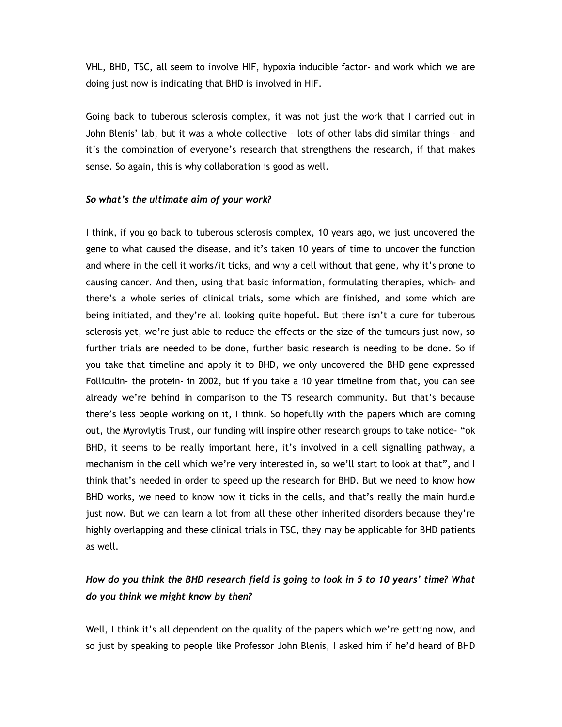VHL, BHD, TSC, all seem to involve HIF, hypoxia inducible factor- and work which we are doing just now is indicating that BHD is involved in HIF.

Going back to tuberous sclerosis complex, it was not just the work that I carried out in John Blenis' lab, but it was a whole collective – lots of other labs did similar things – and it's the combination of everyone's research that strengthens the research, if that makes sense. So again, this is why collaboration is good as well.

*So what's the ultimate aim of your work?*

I think, if you go back to tuberous sclerosis complex, 10 years ago, we just uncovered the gene to what caused the disease, and it's taken 10 years of time to uncover the function and where in the cell it works/it ticks, and why a cell without that gene, why it's prone to causing cancer. And then, using that basic information, formulating therapies, which- and there's a whole series of clinical trials, some which are finished, and some which are being initiated, and they're all looking quite hopeful. But there isn't a cure for tuberous sclerosis yet, we're just able to reduce the effects or the size of the tumours just now, so further trials are needed to be done, further basic research is needing to be done. So if you take that timeline and apply it to BHD, we only uncovered the BHD gene expressed Folliculin- the protein- in 2002, but if you take a 10 year timeline from that, you can see already we're behind in comparison to the TS research community. But that's because there's less people working on it, I think. So hopefully with the papers which are coming out, the Myrovlytis Trust, our funding will inspire other research groups to take notice- "ok BHD, it seems to be really important here, it's involved in a cell signalling pathway, a mechanism in the cell which we're very interested in, so we'll start to look at that", and I think that's needed in order to speed up the research for BHD. But we need to know how BHD works, we need to know how it ticks in the cells, and that's really the main hurdle just now. But we can learn a lot from all these other inherited disorders because they're highly overlapping and these clinical trials in TSC, they may be applicable for BHD patients as well.

*How do you think the BHD research field is going to look in 5 to 10 years' time? What do you think we might know by then?*

Well, I think it's all dependent on the quality of the papers which we're getting now, and so just by speaking to people like Professor John Blenis, I asked him if he'd heard of BHD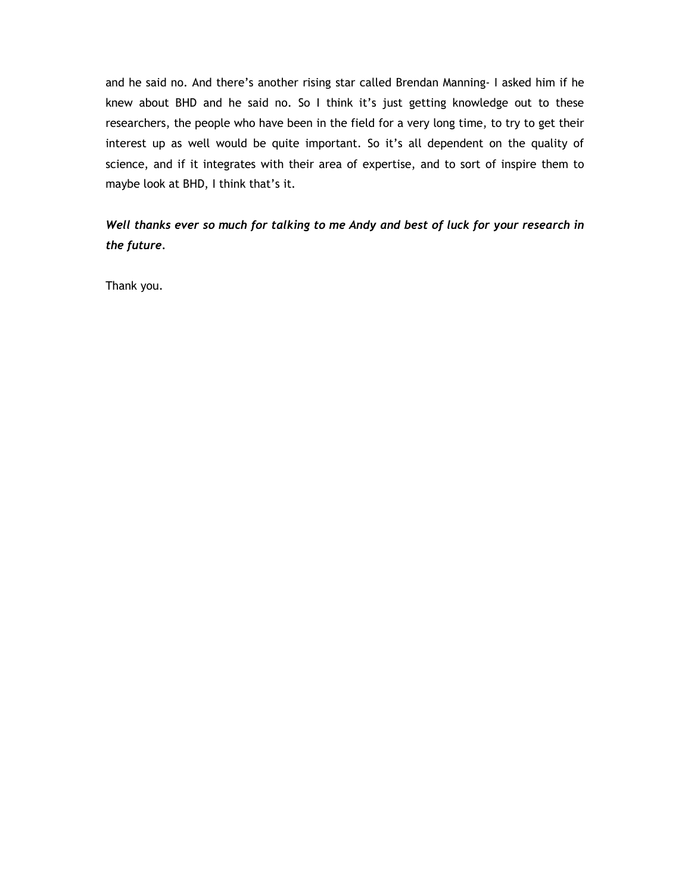and he said no. And there's another rising star called Brendan Manning- I asked him if he knew about BHD and he said no. So I think it's just getting knowledge out to these researchers, the people who have been in the field for a very long time, to try to get their interest up as well would be quite important. So it's all dependent on the quality of science, and if it integrates with their area of expertise, and to sort of inspire them to maybe look at BHD, I think that's it.

***Well thanks ever so much for talking to me Andy and best of luck for your research in the future.***

Thank you.